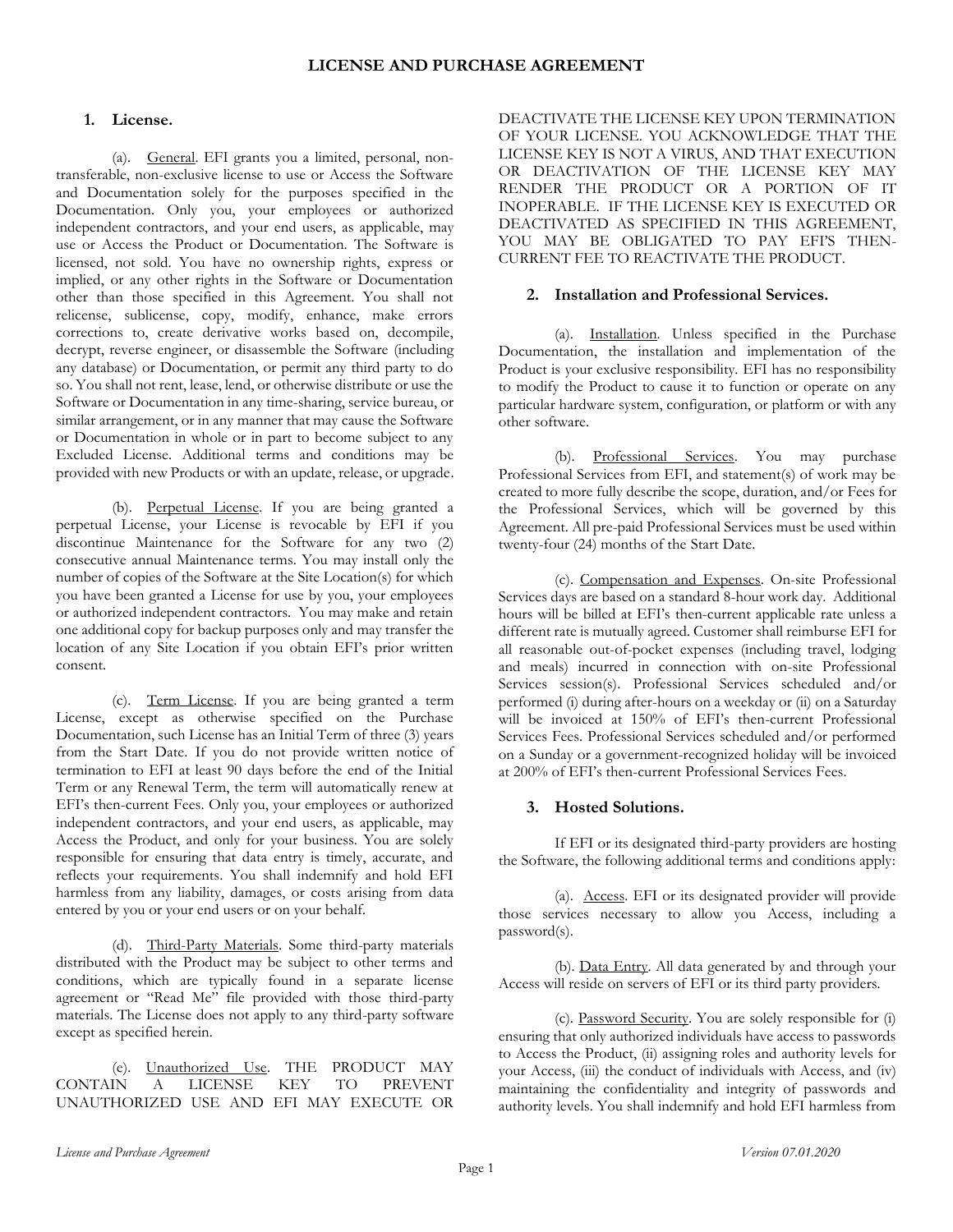# LICENSE AND PURCHASE AGREEMENT

## 1. License.

(a). General. EFI grants you a limited, personal, non-transferable, non-exclusive license to use or Access the Software and Documentation solely for the purposes specified in the Documentation. Only you, your employees or authorized independent contractors, and your end users, as applicable, may use or Access the Product or Documentation. The Software is licensed, not sold. You have no ownership rights, express or implied, or any other rights in the Software or Documentation other than those specified in this Agreement. You shall not relicense, sublicense, copy, modify, enhance, make errors corrections to, create derivative works based on, decompile, decrypt, reverse engineer, or disassemble the Software (including any database) or Documentation, or permit any third party to do so. You shall not rent, lease, lend, or otherwise distribute or use the Software or Documentation in any time-sharing, service bureau, or similar arrangement, or in any manner that may cause the Software or Documentation in whole or in part to become subject to any Excluded License. Additional terms and conditions may be provided with new Products or with an update, release, or upgrade.

(b). Perpetual License. If you are being granted a perpetual License, your License is revocable by EFI if you discontinue Maintenance for the Software for any two (2) consecutive annual Maintenance terms. You may install only the number of copies of the Software at the Site Location(s) for which you have been granted a License for use by you, your employees or authorized independent contractors. You may make and retain one additional copy for backup purposes only and may transfer the location of any Site Location if you obtain EFI's prior written consent.

(c). Term License. If you are being granted a term License, except as otherwise specified on the Purchase Documentation, such License has an Initial Term of three (3) years from the Start Date. If you do not provide written notice of termination to EFI at least 90 days before the end of the Initial Term or any Renewal Term, the term will automatically renew at EFI's then-current Fees. Only you, your employees or authorized independent contractors, and your end users, as applicable, may Access the Product, and only for your business. You are solely responsible for ensuring that data entry is timely, accurate, and reflects your requirements. You shall indemnify and hold EFI harmless from any liability, damages, or costs arising from data entered by you or your end users or on your behalf.

(d). Third-Party Materials. Some third-party materials distributed with the Product may be subject to other terms and conditions, which are typically found in a separate license agreement or "Read Me" file provided with those third-party materials. The License does not apply to any third-party software except as specified herein.

(e). Unauthorized Use. THE PRODUCT MAY CONTAIN A LICENSE KEY TO PREVENT UNAUTHORIZED USE AND EFI MAY EXECUTE OR DEACTIVATE THE LICENSE KEY UPON TERMINATION OF YOUR LICENSE. YOU ACKNOWLEDGE THAT THE LICENSE KEY IS NOT A VIRUS, AND THAT EXECUTION OR DEACTIVATION OF THE LICENSE KEY MAY RENDER THE PRODUCT OR A PORTION OF IT INOPERABLE. IF THE LICENSE KEY IS EXECUTED OR DEACTIVATED AS SPECIFIED IN THIS AGREEMENT, YOU MAY BE OBLIGATED TO PAY EFI'S THEN-CURRENT FEE TO REACTIVATE THE PRODUCT.

## 2. Installation and Professional Services.

(a). Installation. Unless specified in the Purchase Documentation, the installation and implementation of the Product is your exclusive responsibility. EFI has no responsibility to modify the Product to cause it to function or operate on any particular hardware system, configuration, or platform or with any other software.

(b). Professional Services. You may purchase Professional Services from EFI, and statement(s) of work may be created to more fully describe the scope, duration, and/or Fees for the Professional Services, which will be governed by this Agreement. All pre-paid Professional Services must be used within twenty-four (24) months of the Start Date.

(c). Compensation and Expenses. On-site Professional Services days are based on a standard 8-hour work day. Additional hours will be billed at EFI's then-current applicable rate unless a different rate is mutually agreed. Customer shall reimburse EFI for all reasonable out-of-pocket expenses (including travel, lodging and meals) incurred in connection with on-site Professional Services session(s). Professional Services scheduled and/or performed (i) during after-hours on a weekday or (ii) on a Saturday will be invoiced at 150% of EFI's then-current Professional Services Fees. Professional Services scheduled and/or performed on a Sunday or a government-recognized holiday will be invoiced at 200% of EFI's then-current Professional Services Fees.

## 3. Hosted Solutions.

If EFI or its designated third-party providers are hosting the Software, the following additional terms and conditions apply:

(a). Access. EFI or its designated provider will provide those services necessary to allow you Access, including a password(s).

(b). Data Entry. All data generated by and through your Access will reside on servers of EFI or its third party providers.

(c). Password Security. You are solely responsible for (i) ensuring that only authorized individuals have access to passwords to Access the Product, (ii) assigning roles and authority levels for your Access, (iii) the conduct of individuals with Access, and (iv) maintaining the confidentiality and integrity of passwords and authority levels. You shall indemnify and hold EFI harmless from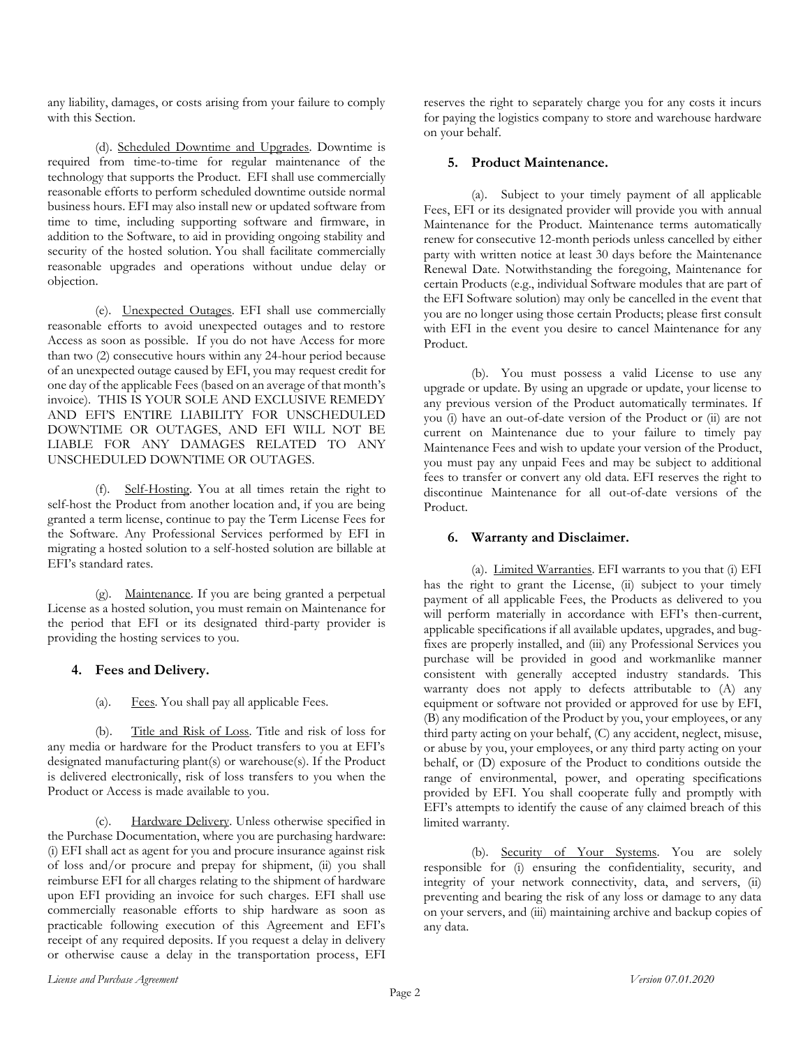any liability, damages, or costs arising from your failure to comply with this Section.

(d). Scheduled Downtime and Upgrades. Downtime is required from time-to-time for regular maintenance of the technology that supports the Product. EFI shall use commercially reasonable efforts to perform scheduled downtime outside normal business hours. EFI may also install new or updated software from time to time, including supporting software and firmware, in addition to the Software, to aid in providing ongoing stability and security of the hosted solution. You shall facilitate commercially reasonable upgrades and operations without undue delay or objection.

(e). Unexpected Outages. EFI shall use commercially reasonable efforts to avoid unexpected outages and to restore Access as soon as possible. If you do not have Access for more than two (2) consecutive hours within any 24-hour period because of an unexpected outage caused by EFI, you may request credit for one day of the applicable Fees (based on an average of that month's invoice). THIS IS YOUR SOLE AND EXCLUSIVE REMEDY AND EFI'S ENTIRE LIABILITY FOR UNSCHEDULED DOWNTIME OR OUTAGES, AND EFI WILL NOT BE LIABLE FOR ANY DAMAGES RELATED TO ANY UNSCHEDULED DOWNTIME OR OUTAGES.

(f). Self-Hosting. You at all times retain the right to self-host the Product from another location and, if you are being granted a term license, continue to pay the Term License Fees for the Software. Any Professional Services performed by EFI in migrating a hosted solution to a self-hosted solution are billable at EFI's standard rates.

(g). Maintenance. If you are being granted a perpetual License as a hosted solution, you must remain on Maintenance for the period that EFI or its designated third-party provider is providing the hosting services to you.

### 4. Fees and Delivery.

(a). Fees. You shall pay all applicable Fees.

(b). Title and Risk of Loss. Title and risk of loss for any media or hardware for the Product transfers to you at EFI's designated manufacturing plant(s) or warehouse(s). If the Product is delivered electronically, risk of loss transfers to you when the Product or Access is made available to you.

(c). Hardware Delivery. Unless otherwise specified in the Purchase Documentation, where you are purchasing hardware: (i) EFI shall act as agent for you and procure insurance against risk of loss and/or procure and prepay for shipment, (ii) you shall reimburse EFI for all charges relating to the shipment of hardware upon EFI providing an invoice for such charges. EFI shall use commercially reasonable efforts to ship hardware as soon as practicable following execution of this Agreement and EFI's receipt of any required deposits. If you request a delay in delivery or otherwise cause a delay in the transportation process, EFI reserves the right to separately charge you for any costs it incurs for paying the logistics company to store and warehouse hardware on your behalf.

### 5. Product Maintenance.

(a). Subject to your timely payment of all applicable Fees, EFI or its designated provider will provide you with annual Maintenance for the Product. Maintenance terms automatically renew for consecutive 12-month periods unless cancelled by either party with written notice at least 30 days before the Maintenance Renewal Date. Notwithstanding the foregoing, Maintenance for certain Products (e.g., individual Software modules that are part of the EFI Software solution) may only be cancelled in the event that you are no longer using those certain Products; please first consult with EFI in the event you desire to cancel Maintenance for any Product.

(b). You must possess a valid License to use any upgrade or update. By using an upgrade or update, your license to any previous version of the Product automatically terminates. If you (i) have an out-of-date version of the Product or (ii) are not current on Maintenance due to your failure to timely pay Maintenance Fees and wish to update your version of the Product, you must pay any unpaid Fees and may be subject to additional fees to transfer or convert any old data. EFI reserves the right to discontinue Maintenance for all out-of-date versions of the Product.

### 6. Warranty and Disclaimer.

(a). Limited Warranties. EFI warrants to you that (i) EFI has the right to grant the License, (ii) subject to your timely payment of all applicable Fees, the Products as delivered to you will perform materially in accordance with EFI's then-current, applicable specifications if all available updates, upgrades, and bug-fixes are properly installed, and (iii) any Professional Services you purchase will be provided in good and workmanlike manner consistent with generally accepted industry standards. This warranty does not apply to defects attributable to (A) any equipment or software not provided or approved for use by EFI, (B) any modification of the Product by you, your employees, or any third party acting on your behalf, (C) any accident, neglect, misuse, or abuse by you, your employees, or any third party acting on your behalf, or (D) exposure of the Product to conditions outside the range of environmental, power, and operating specifications provided by EFI. You shall cooperate fully and promptly with EFI's attempts to identify the cause of any claimed breach of this limited warranty.

(b). Security of Your Systems. You are solely responsible for (i) ensuring the confidentiality, security, and integrity of your network connectivity, data, and servers, (ii) preventing and bearing the risk of any loss or damage to any data on your servers, and (iii) maintaining archive and backup copies of any data.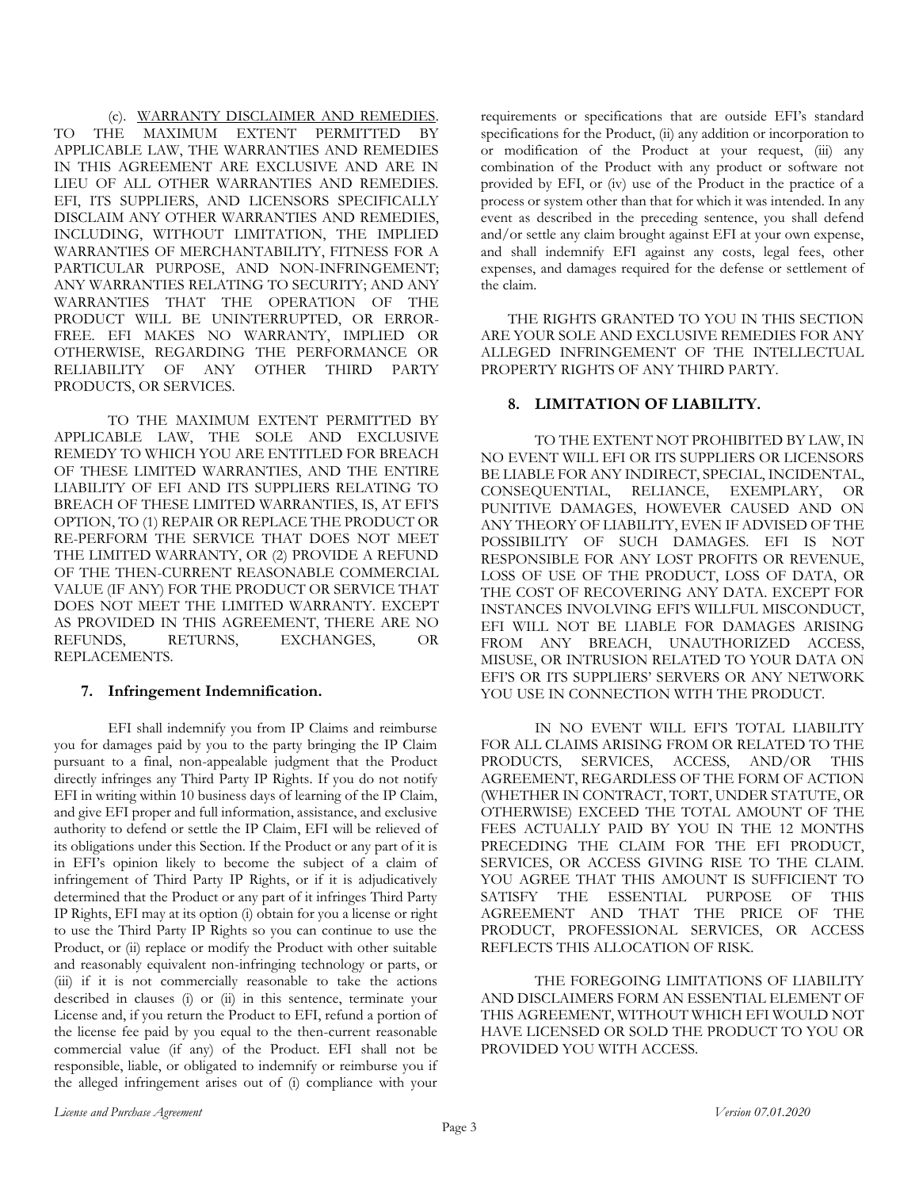(c). <u>WARRANTY DISCLAIMER AND REMEDIES</u>. TO THE MAXIMUM EXTENT PERMITTED BY APPLICABLE LAW, THE WARRANTIES AND REMEDIES IN THIS AGREEMENT ARE EXCLUSIVE AND ARE IN LIEU OF ALL OTHER WARRANTIES AND REMEDIES. EFI, ITS SUPPLIERS, AND LICENSORS SPECIFICALLY DISCLAIM ANY OTHER WARRANTIES AND REMEDIES, INCLUDING, WITHOUT LIMITATION, THE IMPLIED WARRANTIES OF MERCHANTABILITY, FITNESS FOR A PARTICULAR PURPOSE, AND NON-INFRINGEMENT; ANY WARRANTIES RELATING TO SECURITY; AND ANY WARRANTIES THAT THE OPERATION OF THE PRODUCT WILL BE UNINTERRUPTED, OR ERROR-FREE. EFI MAKES NO WARRANTY, IMPLIED OR OTHERWISE, REGARDING THE PERFORMANCE OR RELIABILITY OF ANY OTHER THIRD PARTY PRODUCTS, OR SERVICES.

TO THE MAXIMUM EXTENT PERMITTED BY APPLICABLE LAW, THE SOLE AND EXCLUSIVE REMEDY TO WHICH YOU ARE ENTITLED FOR BREACH OF THESE LIMITED WARRANTIES, AND THE ENTIRE LIABILITY OF EFI AND ITS SUPPLIERS RELATING TO BREACH OF THESE LIMITED WARRANTIES, IS, AT EFI'S OPTION, TO (1) REPAIR OR REPLACE THE PRODUCT OR RE-PERFORM THE SERVICE THAT DOES NOT MEET THE LIMITED WARRANTY, OR (2) PROVIDE A REFUND OF THE THEN-CURRENT REASONABLE COMMERCIAL VALUE (IF ANY) FOR THE PRODUCT OR SERVICE THAT DOES NOT MEET THE LIMITED WARRANTY. EXCEPT AS PROVIDED IN THIS AGREEMENT, THERE ARE NO REFUNDS, RETURNS, EXCHANGES, OR REPLACEMENTS.

## 7. Infringement Indemnification.

EFI shall indemnify you from IP Claims and reimburse you for damages paid by you to the party bringing the IP Claim pursuant to a final, non-appealable judgment that the Product directly infringes any Third Party IP Rights. If you do not notify EFI in writing within 10 business days of learning of the IP Claim, and give EFI proper and full information, assistance, and exclusive authority to defend or settle the IP Claim, EFI will be relieved of its obligations under this Section. If the Product or any part of it is in EFI's opinion likely to become the subject of a claim of infringement of Third Party IP Rights, or if it is adjudicatively determined that the Product or any part of it infringes Third Party IP Rights, EFI may at its option (i) obtain for you a license or right to use the Third Party IP Rights so you can continue to use the Product, or (ii) replace or modify the Product with other suitable and reasonably equivalent non-infringing technology or parts, or (iii) if it is not commercially reasonable to take the actions described in clauses (i) or (ii) in this sentence, terminate your License and, if you return the Product to EFI, refund a portion of the license fee paid by you equal to the then-current reasonable commercial value (if any) of the Product. EFI shall not be responsible, liable, or obligated to indemnify or reimburse you if the alleged infringement arises out of (i) compliance with your requirements or specifications that are outside EFI's standard specifications for the Product, (ii) any addition or incorporation to or modification of the Product at your request, (iii) any combination of the Product with any product or software not provided by EFI, or (iv) use of the Product in the practice of a process or system other than that for which it was intended. In any event as described in the preceding sentence, you shall defend and/or settle any claim brought against EFI at your own expense, and shall indemnify EFI against any costs, legal fees, other expenses, and damages required for the defense or settlement of the claim.

THE RIGHTS GRANTED TO YOU IN THIS SECTION ARE YOUR SOLE AND EXCLUSIVE REMEDIES FOR ANY ALLEGED INFRINGEMENT OF THE INTELLECTUAL PROPERTY RIGHTS OF ANY THIRD PARTY.

## 8. LIMITATION OF LIABILITY.

TO THE EXTENT NOT PROHIBITED BY LAW, IN NO EVENT WILL EFI OR ITS SUPPLIERS OR LICENSORS BE LIABLE FOR ANY INDIRECT, SPECIAL, INCIDENTAL, CONSEQUENTIAL, RELIANCE, EXEMPLARY, OR PUNITIVE DAMAGES, HOWEVER CAUSED AND ON ANY THEORY OF LIABILITY, EVEN IF ADVISED OF THE POSSIBILITY OF SUCH DAMAGES. EFI IS NOT RESPONSIBLE FOR ANY LOST PROFITS OR REVENUE, LOSS OF USE OF THE PRODUCT, LOSS OF DATA, OR THE COST OF RECOVERING ANY DATA. EXCEPT FOR INSTANCES INVOLVING EFI'S WILLFUL MISCONDUCT, EFI WILL NOT BE LIABLE FOR DAMAGES ARISING FROM ANY BREACH, UNAUTHORIZED ACCESS, MISUSE, OR INTRUSION RELATED TO YOUR DATA ON EFI'S OR ITS SUPPLIERS' SERVERS OR ANY NETWORK YOU USE IN CONNECTION WITH THE PRODUCT.

IN NO EVENT WILL EFI'S TOTAL LIABILITY FOR ALL CLAIMS ARISING FROM OR RELATED TO THE PRODUCTS, SERVICES, ACCESS, AND/OR THIS AGREEMENT, REGARDLESS OF THE FORM OF ACTION (WHETHER IN CONTRACT, TORT, UNDER STATUTE, OR OTHERWISE) EXCEED THE TOTAL AMOUNT OF THE FEES ACTUALLY PAID BY YOU IN THE 12 MONTHS PRECEDING THE CLAIM FOR THE EFI PRODUCT, SERVICES, OR ACCESS GIVING RISE TO THE CLAIM. YOU AGREE THAT THIS AMOUNT IS SUFFICIENT TO SATISFY THE ESSENTIAL PURPOSE OF THIS AGREEMENT AND THAT THE PRICE OF THE PRODUCT, PROFESSIONAL SERVICES, OR ACCESS REFLECTS THIS ALLOCATION OF RISK.

THE FOREGOING LIMITATIONS OF LIABILITY AND DISCLAIMERS FORM AN ESSENTIAL ELEMENT OF THIS AGREEMENT, WITHOUT WHICH EFI WOULD NOT HAVE LICENSED OR SOLD THE PRODUCT TO YOU OR PROVIDED YOU WITH ACCESS.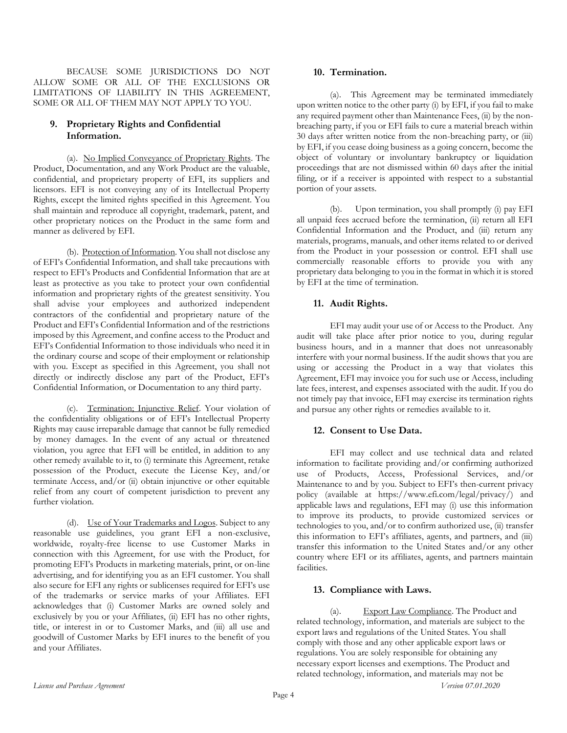BECAUSE SOME JURISDICTIONS DO NOT ALLOW SOME OR ALL OF THE EXCLUSIONS OR LIMITATIONS OF LIABILITY IN THIS AGREEMENT, SOME OR ALL OF THEM MAY NOT APPLY TO YOU.

## 9. Proprietary Rights and Confidential Information.

(a). No Implied Conveyance of Proprietary Rights. The Product, Documentation, and any Work Product are the valuable, confidential, and proprietary property of EFI, its suppliers and licensors. EFI is not conveying any of its Intellectual Property Rights, except the limited rights specified in this Agreement. You shall maintain and reproduce all copyright, trademark, patent, and other proprietary notices on the Product in the same form and manner as delivered by EFI.

(b). Protection of Information. You shall not disclose any of EFI's Confidential Information, and shall take precautions with respect to EFI's Products and Confidential Information that are at least as protective as you take to protect your own confidential information and proprietary rights of the greatest sensitivity. You shall advise your employees and authorized independent contractors of the confidential and proprietary nature of the Product and EFI's Confidential Information and of the restrictions imposed by this Agreement, and confine access to the Product and EFI's Confidential Information to those individuals who need it in the ordinary course and scope of their employment or relationship with you. Except as specified in this Agreement, you shall not directly or indirectly disclose any part of the Product, EFI's Confidential Information, or Documentation to any third party.

(c). Termination; Injunctive Relief. Your violation of the confidentiality obligations or of EFI's Intellectual Property Rights may cause irreparable damage that cannot be fully remedied by money damages. In the event of any actual or threatened violation, you agree that EFI will be entitled, in addition to any other remedy available to it, to (i) terminate this Agreement, retake possession of the Product, execute the License Key, and/or terminate Access, and/or (ii) obtain injunctive or other equitable relief from any court of competent jurisdiction to prevent any further violation.

(d). Use of Your Trademarks and Logos. Subject to any reasonable use guidelines, you grant EFI a non-exclusive, worldwide, royalty-free license to use Customer Marks in connection with this Agreement, for use with the Product, for promoting EFI's Products in marketing materials, print, or on-line advertising, and for identifying you as an EFI customer. You shall also secure for EFI any rights or sublicenses required for EFI's use of the trademarks or service marks of your Affiliates. EFI acknowledges that (i) Customer Marks are owned solely and exclusively by you or your Affiliates, (ii) EFI has no other rights, title, or interest in or to Customer Marks, and (iii) all use and goodwill of Customer Marks by EFI inures to the benefit of you and your Affiliates.

## 10. Termination.

(a). This Agreement may be terminated immediately upon written notice to the other party (i) by EFI, if you fail to make any required payment other than Maintenance Fees, (ii) by the non-breaching party, if you or EFI fails to cure a material breach within 30 days after written notice from the non-breaching party, or (iii) by EFI, if you cease doing business as a going concern, become the object of voluntary or involuntary bankruptcy or liquidation proceedings that are not dismissed within 60 days after the initial filing, or if a receiver is appointed with respect to a substantial portion of your assets.

(b). Upon termination, you shall promptly (i) pay EFI all unpaid fees accrued before the termination, (ii) return all EFI Confidential Information and the Product, and (iii) return any materials, programs, manuals, and other items related to or derived from the Product in your possession or control. EFI shall use commercially reasonable efforts to provide you with any proprietary data belonging to you in the format in which it is stored by EFI at the time of termination.

## 11. Audit Rights.

EFI may audit your use of or Access to the Product. Any audit will take place after prior notice to you, during regular business hours, and in a manner that does not unreasonably interfere with your normal business. If the audit shows that you are using or accessing the Product in a way that violates this Agreement, EFI may invoice you for such use or Access, including late fees, interest, and expenses associated with the audit. If you do not timely pay that invoice, EFI may exercise its termination rights and pursue any other rights or remedies available to it.

## 12. Consent to Use Data.

EFI may collect and use technical data and related information to facilitate providing and/or confirming authorized use of Products, Access, Professional Services, and/or Maintenance to and by you. Subject to EFI's then-current privacy policy (available at https://www.efi.com/legal/privacy/) and applicable laws and regulations, EFI may (i) use this information to improve its products, to provide customized services or technologies to you, and/or to confirm authorized use, (ii) transfer this information to EFI's affiliates, agents, and partners, and (iii) transfer this information to the United States and/or any other country where EFI or its affiliates, agents, and partners maintain facilities.

## 13. Compliance with Laws.

(a). Export Law Compliance. The Product and related technology, information, and materials are subject to the export laws and regulations of the United States. You shall comply with those and any other applicable export laws or regulations. You are solely responsible for obtaining any necessary export licenses and exemptions. The Product and related technology, information, and materials may not be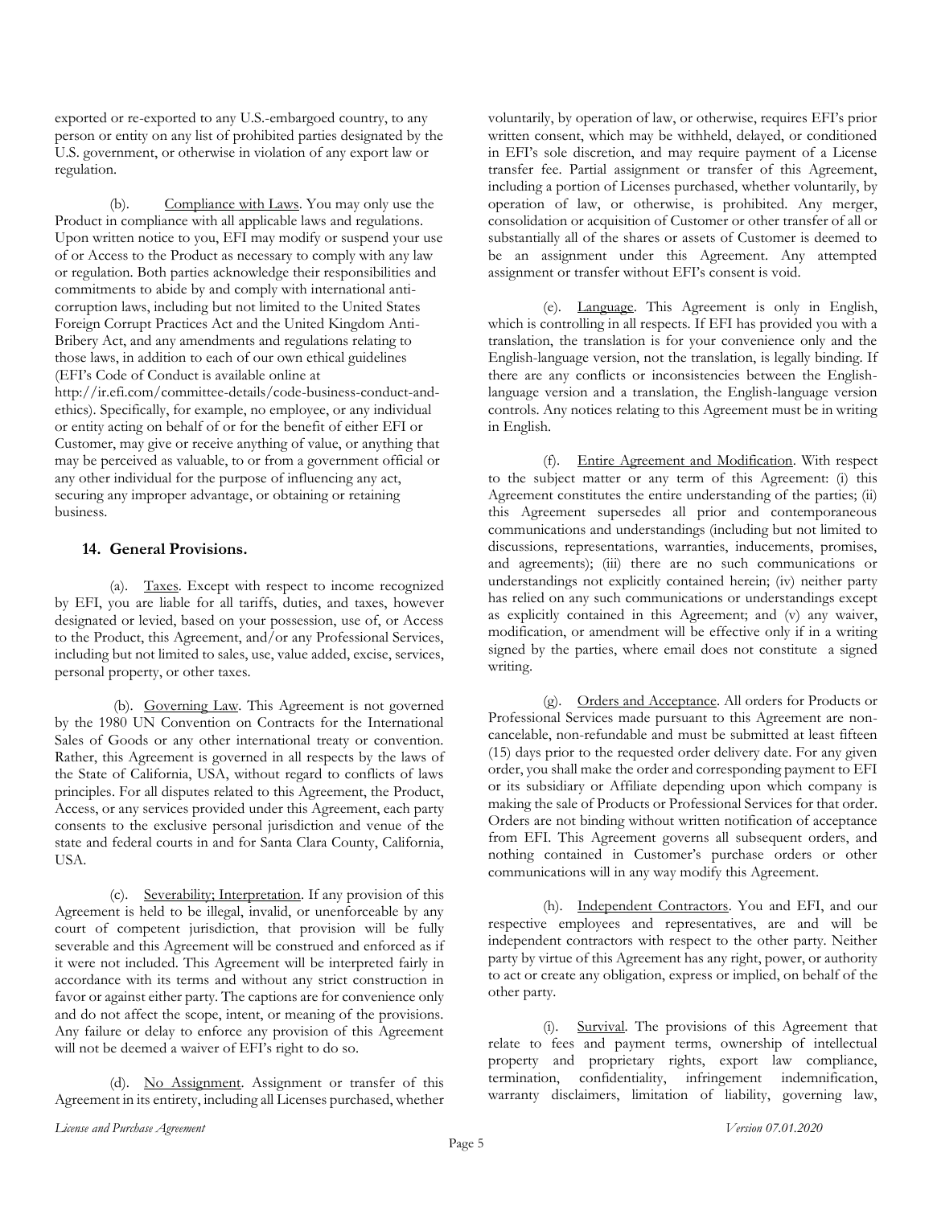exported or re-exported to any U.S.-embargoed country, to any person or entity on any list of prohibited parties designated by the U.S. government, or otherwise in violation of any export law or regulation.

(b). Compliance with Laws. You may only use the Product in compliance with all applicable laws and regulations. Upon written notice to you, EFI may modify or suspend your use of or Access to the Product as necessary to comply with any law or regulation. Both parties acknowledge their responsibilities and commitments to abide by and comply with international anti-corruption laws, including but not limited to the United States Foreign Corrupt Practices Act and the United Kingdom Anti-Bribery Act, and any amendments and regulations relating to those laws, in addition to each of our own ethical guidelines (EFI's Code of Conduct is available online at http://ir.efi.com/committee-details/code-business-conduct-and-ethics). Specifically, for example, no employee, or any individual or entity acting on behalf of or for the benefit of either EFI or Customer, may give or receive anything of value, or anything that may be perceived as valuable, to or from a government official or any other individual for the purpose of influencing any act, securing any improper advantage, or obtaining or retaining business.

## 14. General Provisions.

(a). Taxes. Except with respect to income recognized by EFI, you are liable for all tariffs, duties, and taxes, however designated or levied, based on your possession, use of, or Access to the Product, this Agreement, and/or any Professional Services, including but not limited to sales, use, value added, excise, services, personal property, or other taxes.

(b). Governing Law. This Agreement is not governed by the 1980 UN Convention on Contracts for the International Sales of Goods or any other international treaty or convention. Rather, this Agreement is governed in all respects by the laws of the State of California, USA, without regard to conflicts of laws principles. For all disputes related to this Agreement, the Product, Access, or any services provided under this Agreement, each party consents to the exclusive personal jurisdiction and venue of the state and federal courts in and for Santa Clara County, California, USA.

(c). Severability; Interpretation. If any provision of this Agreement is held to be illegal, invalid, or unenforceable by any court of competent jurisdiction, that provision will be fully severable and this Agreement will be construed and enforced as if it were not included. This Agreement will be interpreted fairly in accordance with its terms and without any strict construction in favor or against either party. The captions are for convenience only and do not affect the scope, intent, or meaning of the provisions. Any failure or delay to enforce any provision of this Agreement will not be deemed a waiver of EFI's right to do so.

(d). No Assignment. Assignment or transfer of this Agreement in its entirety, including all Licenses purchased, whether voluntarily, by operation of law, or otherwise, requires EFI's prior written consent, which may be withheld, delayed, or conditioned in EFI's sole discretion, and may require payment of a License transfer fee. Partial assignment or transfer of this Agreement, including a portion of Licenses purchased, whether voluntarily, by operation of law, or otherwise, is prohibited. Any merger, consolidation or acquisition of Customer or other transfer of all or substantially all of the shares or assets of Customer is deemed to be an assignment under this Agreement. Any attempted assignment or transfer without EFI's consent is void.

(e). Language. This Agreement is only in English, which is controlling in all respects. If EFI has provided you with a translation, the translation is for your convenience only and the English-language version, not the translation, is legally binding. If there are any conflicts or inconsistencies between the English-language version and a translation, the English-language version controls. Any notices relating to this Agreement must be in writing in English.

(f). Entire Agreement and Modification. With respect to the subject matter or any term of this Agreement: (i) this Agreement constitutes the entire understanding of the parties; (ii) this Agreement supersedes all prior and contemporaneous communications and understandings (including but not limited to discussions, representations, warranties, inducements, promises, and agreements); (iii) there are no such communications or understandings not explicitly contained herein; (iv) neither party has relied on any such communications or understandings except as explicitly contained in this Agreement; and (v) any waiver, modification, or amendment will be effective only if in a writing signed by the parties, where email does not constitute a signed writing.

(g). Orders and Acceptance. All orders for Products or Professional Services made pursuant to this Agreement are non-cancelable, non-refundable and must be submitted at least fifteen (15) days prior to the requested order delivery date. For any given order, you shall make the order and corresponding payment to EFI or its subsidiary or Affiliate depending upon which company is making the sale of Products or Professional Services for that order. Orders are not binding without written notification of acceptance from EFI. This Agreement governs all subsequent orders, and nothing contained in Customer's purchase orders or other communications will in any way modify this Agreement.

(h). Independent Contractors. You and EFI, and our respective employees and representatives, are and will be independent contractors with respect to the other party. Neither party by virtue of this Agreement has any right, power, or authority to act or create any obligation, express or implied, on behalf of the other party.

(i). Survival. The provisions of this Agreement that relate to fees and payment terms, ownership of intellectual property and proprietary rights, export law compliance, termination, confidentiality, infringement indemnification, warranty disclaimers, limitation of liability, governing law,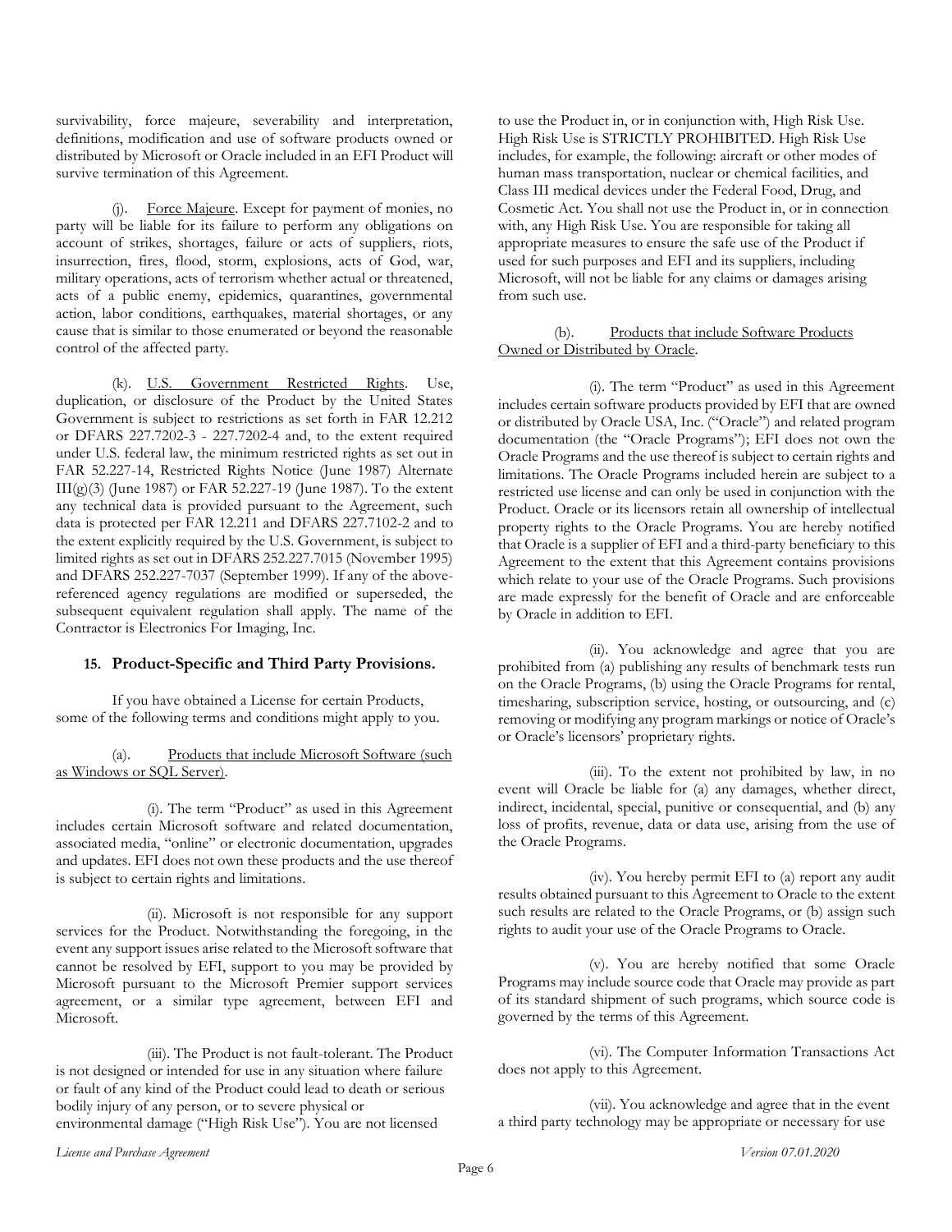survivability, force majeure, severability and interpretation, definitions, modification and use of software products owned or distributed by Microsoft or Oracle included in an EFI Product will survive termination of this Agreement.

(j). Force Majeure. Except for payment of monies, no party will be liable for its failure to perform any obligations on account of strikes, shortages, failure or acts of suppliers, riots, insurrection, fires, flood, storm, explosions, acts of God, war, military operations, acts of terrorism whether actual or threatened, acts of a public enemy, epidemics, quarantines, governmental action, labor conditions, earthquakes, material shortages, or any cause that is similar to those enumerated or beyond the reasonable control of the affected party.

(k). U.S. Government Restricted Rights. Use, duplication, or disclosure of the Product by the United States Government is subject to restrictions as set forth in FAR 12.212 or DFARS 227.7202-3 - 227.7202-4 and, to the extent required under U.S. federal law, the minimum restricted rights as set out in FAR 52.227-14, Restricted Rights Notice (June 1987) Alternate III(g)(3) (June 1987) or FAR 52.227-19 (June 1987). To the extent any technical data is provided pursuant to the Agreement, such data is protected per FAR 12.211 and DFARS 227.7102-2 and to the extent explicitly required by the U.S. Government, is subject to limited rights as set out in DFARS 252.227.7015 (November 1995) and DFARS 252.227-7037 (September 1999). If any of the above-referenced agency regulations are modified or superseded, the subsequent equivalent regulation shall apply. The name of the Contractor is Electronics For Imaging, Inc.

## 15. Product-Specific and Third Party Provisions.

If you have obtained a License for certain Products, some of the following terms and conditions might apply to you.

(a). Products that include Microsoft Software (such as Windows or SQL Server).

(i). The term "Product" as used in this Agreement includes certain Microsoft software and related documentation, associated media, "online" or electronic documentation, upgrades and updates. EFI does not own these products and the use thereof is subject to certain rights and limitations.

(ii). Microsoft is not responsible for any support services for the Product. Notwithstanding the foregoing, in the event any support issues arise related to the Microsoft software that cannot be resolved by EFI, support to you may be provided by Microsoft pursuant to the Microsoft Premier support services agreement, or a similar type agreement, between EFI and Microsoft.

(iii). The Product is not fault-tolerant. The Product is not designed or intended for use in any situation where failure or fault of any kind of the Product could lead to death or serious bodily injury of any person, or to severe physical or environmental damage ("High Risk Use"). You are not licensed to use the Product in, or in conjunction with, High Risk Use. High Risk Use is STRICTLY PROHIBITED. High Risk Use includes, for example, the following: aircraft or other modes of human mass transportation, nuclear or chemical facilities, and Class III medical devices under the Federal Food, Drug, and Cosmetic Act. You shall not use the Product in, or in connection with, any High Risk Use. You are responsible for taking all appropriate measures to ensure the safe use of the Product if used for such purposes and EFI and its suppliers, including Microsoft, will not be liable for any claims or damages arising from such use.

(b). Products that include Software Products Owned or Distributed by Oracle.

(i). The term "Product" as used in this Agreement includes certain software products provided by EFI that are owned or distributed by Oracle USA, Inc. ("Oracle") and related program documentation (the "Oracle Programs"); EFI does not own the Oracle Programs and the use thereof is subject to certain rights and limitations. The Oracle Programs included herein are subject to a restricted use license and can only be used in conjunction with the Product. Oracle or its licensors retain all ownership of intellectual property rights to the Oracle Programs. You are hereby notified that Oracle is a supplier of EFI and a third-party beneficiary to this Agreement to the extent that this Agreement contains provisions which relate to your use of the Oracle Programs. Such provisions are made expressly for the benefit of Oracle and are enforceable by Oracle in addition to EFI.

(ii). You acknowledge and agree that you are prohibited from (a) publishing any results of benchmark tests run on the Oracle Programs, (b) using the Oracle Programs for rental, timesharing, subscription service, hosting, or outsourcing, and (c) removing or modifying any program markings or notice of Oracle's or Oracle's licensors' proprietary rights.

(iii). To the extent not prohibited by law, in no event will Oracle be liable for (a) any damages, whether direct, indirect, incidental, special, punitive or consequential, and (b) any loss of profits, revenue, data or data use, arising from the use of the Oracle Programs.

(iv). You hereby permit EFI to (a) report any audit results obtained pursuant to this Agreement to Oracle to the extent such results are related to the Oracle Programs, or (b) assign such rights to audit your use of the Oracle Programs to Oracle.

(v). You are hereby notified that some Oracle Programs may include source code that Oracle may provide as part of its standard shipment of such programs, which source code is governed by the terms of this Agreement.

(vi). The Computer Information Transactions Act does not apply to this Agreement.

(vii). You acknowledge and agree that in the event a third party technology may be appropriate or necessary for use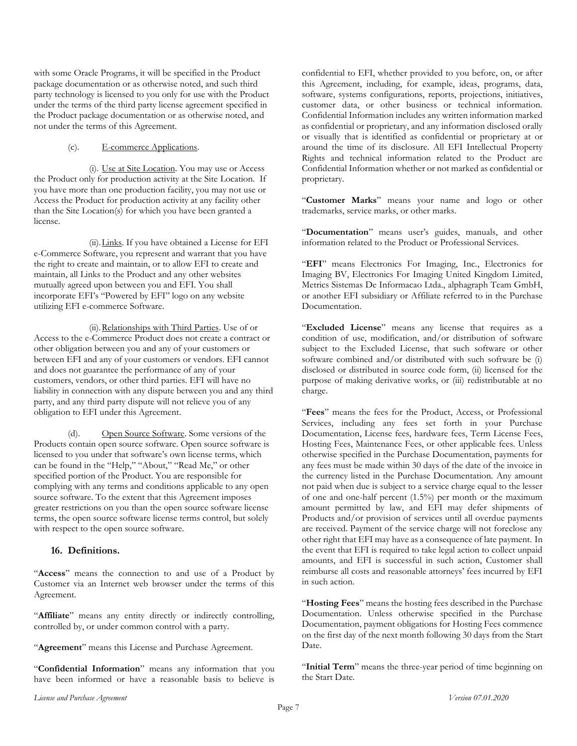with some Oracle Programs, it will be specified in the Product package documentation or as otherwise noted, and such third party technology is licensed to you only for use with the Product under the terms of the third party license agreement specified in the Product package documentation or as otherwise noted, and not under the terms of this Agreement.

(c). E-commerce Applications.

(i). Use at Site Location. You may use or Access the Product only for production activity at the Site Location. If you have more than one production facility, you may not use or Access the Product for production activity at any facility other than the Site Location(s) for which you have been granted a license.

(ii). Links. If you have obtained a License for EFI e-Commerce Software, you represent and warrant that you have the right to create and maintain, or to allow EFI to create and maintain, all Links to the Product and any other websites mutually agreed upon between you and EFI. You shall incorporate EFI's "Powered by EFI" logo on any website utilizing EFI e-commerce Software.

(ii). Relationships with Third Parties. Use of or Access to the e-Commerce Product does not create a contract or other obligation between you and any of your customers or between EFI and any of your customers or vendors. EFI cannot and does not guarantee the performance of any of your customers, vendors, or other third parties. EFI will have no liability in connection with any dispute between you and any third party, and any third party dispute will not relieve you of any obligation to EFI under this Agreement.

(d). Open Source Software. Some versions of the Products contain open source software. Open source software is licensed to you under that software's own license terms, which can be found in the "Help," "About," "Read Me," or other specified portion of the Product. You are responsible for complying with any terms and conditions applicable to any open source software. To the extent that this Agreement imposes greater restrictions on you than the open source software license terms, the open source software license terms control, but solely with respect to the open source software.

## 16. Definitions.

"**Access**" means the connection to and use of a Product by Customer via an Internet web browser under the terms of this Agreement.

"**Affiliate**" means any entity directly or indirectly controlling, controlled by, or under common control with a party.

"**Agreement**" means this License and Purchase Agreement.

"**Confidential Information**" means any information that you have been informed or have a reasonable basis to believe is confidential to EFI, whether provided to you before, on, or after this Agreement, including, for example, ideas, programs, data, software, systems configurations, reports, projections, initiatives, customer data, or other business or technical information. Confidential Information includes any written information marked as confidential or proprietary, and any information disclosed orally or visually that is identified as confidential or proprietary at or around the time of its disclosure. All EFI Intellectual Property Rights and technical information related to the Product are Confidential Information whether or not marked as confidential or proprietary.

"**Customer Marks**" means your name and logo or other trademarks, service marks, or other marks.

"**Documentation**" means user's guides, manuals, and other information related to the Product or Professional Services.

"**EFI**" means Electronics For Imaging, Inc., Electronics for Imaging BV, Electronics For Imaging United Kingdom Limited, Metrics Sistemas De Informacao Ltda., alphagraph Team GmbH, or another EFI subsidiary or Affiliate referred to in the Purchase Documentation.

"**Excluded License**" means any license that requires as a condition of use, modification, and/or distribution of software subject to the Excluded License, that such software or other software combined and/or distributed with such software be (i) disclosed or distributed in source code form, (ii) licensed for the purpose of making derivative works, or (iii) redistributable at no charge.

"**Fees**" means the fees for the Product, Access, or Professional Services, including any fees set forth in your Purchase Documentation, License fees, hardware fees, Term License Fees, Hosting Fees, Maintenance Fees, or other applicable fees. Unless otherwise specified in the Purchase Documentation, payments for any fees must be made within 30 days of the date of the invoice in the currency listed in the Purchase Documentation. Any amount not paid when due is subject to a service charge equal to the lesser of one and one-half percent (1.5%) per month or the maximum amount permitted by law, and EFI may defer shipments of Products and/or provision of services until all overdue payments are received. Payment of the service charge will not foreclose any other right that EFI may have as a consequence of late payment. In the event that EFI is required to take legal action to collect unpaid amounts, and EFI is successful in such action, Customer shall reimburse all costs and reasonable attorneys' fees incurred by EFI in such action.

"**Hosting Fees**" means the hosting fees described in the Purchase Documentation. Unless otherwise specified in the Purchase Documentation, payment obligations for Hosting Fees commence on the first day of the next month following 30 days from the Start Date.

"**Initial Term**" means the three-year period of time beginning on the Start Date.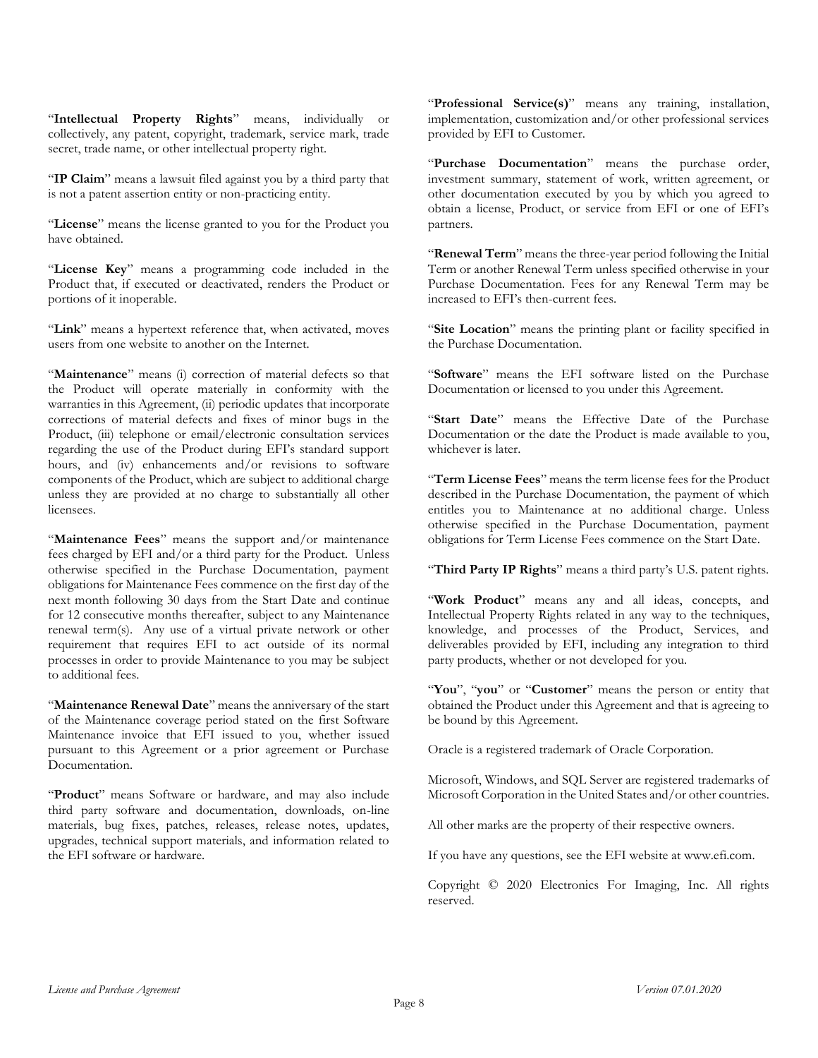"**Intellectual Property Rights**" means, individually or collectively, any patent, copyright, trademark, service mark, trade secret, trade name, or other intellectual property right.

"**IP Claim**" means a lawsuit filed against you by a third party that is not a patent assertion entity or non-practicing entity.

"**License**" means the license granted to you for the Product you have obtained.

"**License Key**" means a programming code included in the Product that, if executed or deactivated, renders the Product or portions of it inoperable.

"**Link**" means a hypertext reference that, when activated, moves users from one website to another on the Internet.

"**Maintenance**" means (i) correction of material defects so that the Product will operate materially in conformity with the warranties in this Agreement, (ii) periodic updates that incorporate corrections of material defects and fixes of minor bugs in the Product, (iii) telephone or email/electronic consultation services regarding the use of the Product during EFI's standard support hours, and (iv) enhancements and/or revisions to software components of the Product, which are subject to additional charge unless they are provided at no charge to substantially all other licensees.

"**Maintenance Fees**" means the support and/or maintenance fees charged by EFI and/or a third party for the Product. Unless otherwise specified in the Purchase Documentation, payment obligations for Maintenance Fees commence on the first day of the next month following 30 days from the Start Date and continue for 12 consecutive months thereafter, subject to any Maintenance renewal term(s). Any use of a virtual private network or other requirement that requires EFI to act outside of its normal processes in order to provide Maintenance to you may be subject to additional fees.

"**Maintenance Renewal Date**" means the anniversary of the start of the Maintenance coverage period stated on the first Software Maintenance invoice that EFI issued to you, whether issued pursuant to this Agreement or a prior agreement or Purchase Documentation.

"**Product**" means Software or hardware, and may also include third party software and documentation, downloads, on-line materials, bug fixes, patches, releases, release notes, updates, upgrades, technical support materials, and information related to the EFI software or hardware.

"**Professional Service(s)**" means any training, installation, implementation, customization and/or other professional services provided by EFI to Customer.

"**Purchase Documentation**" means the purchase order, investment summary, statement of work, written agreement, or other documentation executed by you by which you agreed to obtain a license, Product, or service from EFI or one of EFI's partners.

"**Renewal Term**" means the three-year period following the Initial Term or another Renewal Term unless specified otherwise in your Purchase Documentation. Fees for any Renewal Term may be increased to EFI's then-current fees.

"**Site Location**" means the printing plant or facility specified in the Purchase Documentation.

"**Software**" means the EFI software listed on the Purchase Documentation or licensed to you under this Agreement.

"**Start Date**" means the Effective Date of the Purchase Documentation or the date the Product is made available to you, whichever is later.

"**Term License Fees**" means the term license fees for the Product described in the Purchase Documentation, the payment of which entitles you to Maintenance at no additional charge. Unless otherwise specified in the Purchase Documentation, payment obligations for Term License Fees commence on the Start Date.

"**Third Party IP Rights**" means a third party's U.S. patent rights.

"**Work Product**" means any and all ideas, concepts, and Intellectual Property Rights related in any way to the techniques, knowledge, and processes of the Product, Services, and deliverables provided by EFI, including any integration to third party products, whether or not developed for you.

"**You**", "**you**" or "**Customer**" means the person or entity that obtained the Product under this Agreement and that is agreeing to be bound by this Agreement.

Oracle is a registered trademark of Oracle Corporation.

Microsoft, Windows, and SQL Server are registered trademarks of Microsoft Corporation in the United States and/or other countries.

All other marks are the property of their respective owners.

If you have any questions, see the EFI website at www.efi.com.

Copyright © 2020 Electronics For Imaging, Inc. All rights reserved.